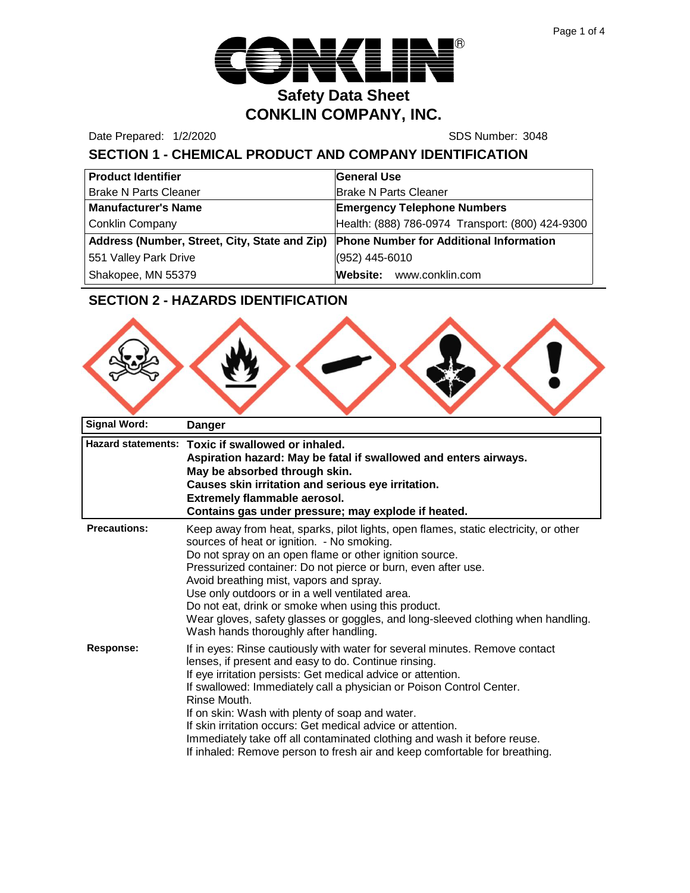# Safety Data Sheet

# CONKLIN COMPANY, INC.

Date Prepared: 1/2/2020 SDS Number: 3048

## SECTION 1 - CHEMICAL PRODUCT AND COMPANY IDENTIFICATION

| **Product Identifier** | **General Use** |
|---|---|
| Brake N Parts Cleaner | Brake N Parts Cleaner |
| **Manufacturer's Name** | **Emergency Telephone Numbers** |
| Conklin Company | Health: (888) 786-0974 Transport: (800) 424-9300 |
| **Address (Number, Street, City, State and Zip)** | **Phone Number for Additional Information** |
| 551 Valley Park Drive | (952) 445-6010 |
| Shakopee, MN 55379 | **Website:** www.conklin.com |

## SECTION 2 - HAZARDS IDENTIFICATION

| | |
|---|---|
| **Signal Word:** | **Danger** |
| **Hazard statements:** | **Toxic if swallowed or inhaled.**<br>**Aspiration hazard: May be fatal if swallowed and enters airways.**<br>**May be absorbed through skin.**<br>**Causes skin irritation and serious eye irritation.**<br>**Extremely flammable aerosol.**<br>**Contains gas under pressure; may explode if heated.** |

**Precautions:**

Keep away from heat, sparks, pilot lights, open flames, static electricity, or other sources of heat or ignition. - No smoking.
Do not spray on an open flame or other ignition source.
Pressurized container: Do not pierce or burn, even after use.
Avoid breathing mist, vapors and spray.
Use only outdoors or in a well ventilated area.
Do not eat, drink or smoke when using this product.
Wear gloves, safety glasses or goggles, and long-sleeved clothing when handling.
Wash hands thoroughly after handling.

**Response:**

If in eyes: Rinse cautiously with water for several minutes. Remove contact lenses, if present and easy to do. Continue rinsing.
If eye irritation persists: Get medical advice or attention.
If swallowed: Immediately call a physician or Poison Control Center.
Rinse Mouth.
If on skin: Wash with plenty of soap and water.
If skin irritation occurs: Get medical advice or attention.
Immediately take off all contaminated clothing and wash it before reuse.
If inhaled: Remove person to fresh air and keep comfortable for breathing.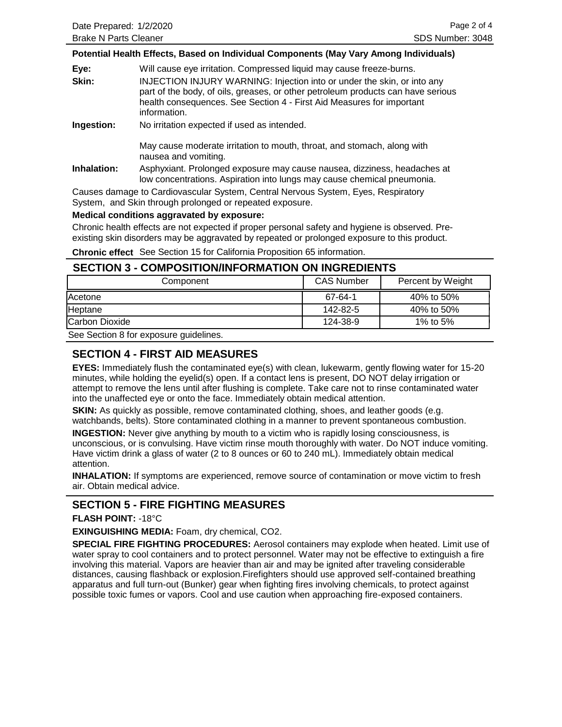**Potential Health Effects, Based on Individual Components (May Vary Among Individuals)**

**Eye:** Will cause eye irritation. Compressed liquid may cause freeze-burns.

**Skin:** INJECTION INJURY WARNING: Injection into or under the skin, or into any part of the body, of oils, greases, or other petroleum products can have serious health consequences. See Section 4 - First Aid Measures for important information.

**Ingestion:** No irritation expected if used as intended.

May cause moderate irritation to mouth, throat, and stomach, along with nausea and vomiting.

**Inhalation:** Asphyxiant. Prolonged exposure may cause nausea, dizziness, headaches at low concentrations. Aspiration into lungs may cause chemical pneumonia.

Causes damage to Cardiovascular System, Central Nervous System, Eyes, Respiratory System, and Skin through prolonged or repeated exposure.

**Medical conditions aggravated by exposure:**

Chronic health effects are not expected if proper personal safety and hygiene is observed. Pre-existing skin disorders may be aggravated by repeated or prolonged exposure to this product.

**Chronic effect** See Section 15 for California Proposition 65 information.

## SECTION 3 - COMPOSITION/INFORMATION ON INGREDIENTS

| Component | CAS Number | Percent by Weight |
|---|---|---|
| Acetone | 67-64-1 | 40% to 50% |
| Heptane | 142-82-5 | 40% to 50% |
| Carbon Dioxide | 124-38-9 | 1% to 5% |

See Section 8 for exposure guidelines.

## SECTION 4 - FIRST AID MEASURES

**EYES:** Immediately flush the contaminated eye(s) with clean, lukewarm, gently flowing water for 15-20 minutes, while holding the eyelid(s) open. If a contact lens is present, DO NOT delay irrigation or attempt to remove the lens until after flushing is complete. Take care not to rinse contaminated water into the unaffected eye or onto the face. Immediately obtain medical attention.

**SKIN:** As quickly as possible, remove contaminated clothing, shoes, and leather goods (e.g. watchbands, belts). Store contaminated clothing in a manner to prevent spontaneous combustion.

**INGESTION:** Never give anything by mouth to a victim who is rapidly losing consciousness, is unconscious, or is convulsing. Have victim rinse mouth thoroughly with water. Do NOT induce vomiting. Have victim drink a glass of water (2 to 8 ounces or 60 to 240 mL). Immediately obtain medical attention.

**INHALATION:** If symptoms are experienced, remove source of contamination or move victim to fresh air. Obtain medical advice.

## SECTION 5 - FIRE FIGHTING MEASURES

**FLASH POINT:** -18°C

**EXINGUISHING MEDIA:** Foam, dry chemical, $CO_2$.

**SPECIAL FIRE FIGHTING PROCEDURES:** Aerosol containers may explode when heated. Limit use of water spray to cool containers and to protect personnel. Water may not be effective to extinguish a fire involving this material. Vapors are heavier than air and may be ignited after traveling considerable distances, causing flashback or explosion.Firefighters should use approved self-contained breathing apparatus and full turn-out (Bunker) gear when fighting fires involving chemicals, to protect against possible toxic fumes or vapors. Cool and use caution when approaching fire-exposed containers.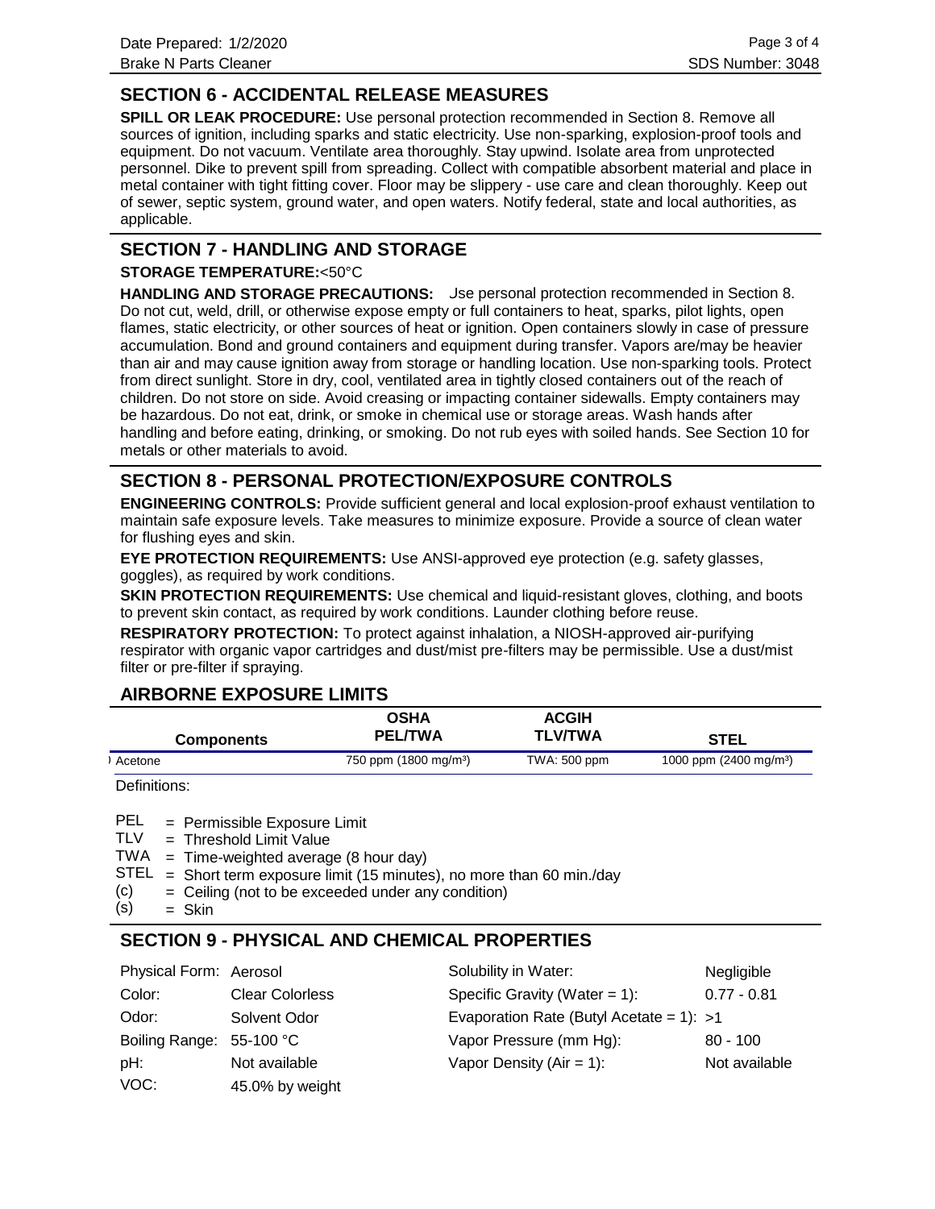## SECTION 6 - ACCIDENTAL RELEASE MEASURES

**SPILL OR LEAK PROCEDURE:** Use personal protection recommended in Section 8. Remove all sources of ignition, including sparks and static electricity. Use non-sparking, explosion-proof tools and equipment. Do not vacuum. Ventilate area thoroughly. Stay upwind. Isolate area from unprotected personnel. Dike to prevent spill from spreading. Collect with compatible absorbent material and place in metal container with tight fitting cover. Floor may be slippery - use care and clean thoroughly. Keep out of sewer, septic system, ground water, and open waters. Notify federal, state and local authorities, as applicable.

## SECTION 7 - HANDLING AND STORAGE

**STORAGE TEMPERATURE:**<50°C

**HANDLING AND STORAGE PRECAUTIONS:** Use personal protection recommended in Section 8. Do not cut, weld, drill, or otherwise expose empty or full containers to heat, sparks, pilot lights, open flames, static electricity, or other sources of heat or ignition. Open containers slowly in case of pressure accumulation. Bond and ground containers and equipment during transfer. Vapors are/may be heavier than air and may cause ignition away from storage or handling location. Use non-sparking tools. Protect from direct sunlight. Store in dry, cool, ventilated area in tightly closed containers out of the reach of children. Do not store on side. Avoid creasing or impacting container sidewalls. Empty containers may be hazardous. Do not eat, drink, or smoke in chemical use or storage areas. Wash hands after handling and before eating, drinking, or smoking. Do not rub eyes with soiled hands. See Section 10 for metals or other materials to avoid.

## SECTION 8 - PERSONAL PROTECTION/EXPOSURE CONTROLS

**ENGINEERING CONTROLS:** Provide sufficient general and local explosion-proof exhaust ventilation to maintain safe exposure levels. Take measures to minimize exposure. Provide a source of clean water for flushing eyes and skin.

**EYE PROTECTION REQUIREMENTS:** Use ANSI-approved eye protection (e.g. safety glasses, goggles), as required by work conditions.

**SKIN PROTECTION REQUIREMENTS:** Use chemical and liquid-resistant gloves, clothing, and boots to prevent skin contact, as required by work conditions. Launder clothing before reuse.

**RESPIRATORY PROTECTION:** To protect against inhalation, a NIOSH-approved air-purifying respirator with organic vapor cartridges and dust/mist pre-filters may be permissible. Use a dust/mist filter or pre-filter if spraying.

## AIRBORNE EXPOSURE LIMITS

| Components | OSHA PEL/TWA | ACGIH TLV/TWA | STEL |
|---|---|---|---|
| Acetone | 750 ppm (1800 mg/m³) | TWA: 500 ppm | 1000 ppm (2400 mg/m³) |

Definitions:

- PEL = Permissible Exposure Limit
- TLV = Threshold Limit Value
- TWA = Time-weighted average (8 hour day)
- STEL = Short term exposure limit (15 minutes), no more than 60 min./day
- (c) = Ceiling (not to be exceeded under any condition)
- (s) = Skin

## SECTION 9 - PHYSICAL AND CHEMICAL PROPERTIES

| | | | |
|---|---|---|---|
| Physical Form: | Aerosol | Solubility in Water: | Negligible |
| Color: | Clear Colorless | Specific Gravity (Water = 1): | 0.77 - 0.81 |
| Odor: | Solvent Odor | Evaporation Rate (Butyl Acetate = 1): | >1 |
| Boiling Range: | 55-100 °C | Vapor Pressure (mm Hg): | 80 - 100 |
| pH: | Not available | Vapor Density (Air = 1): | Not available |
| VOC: | 45.0% by weight | | |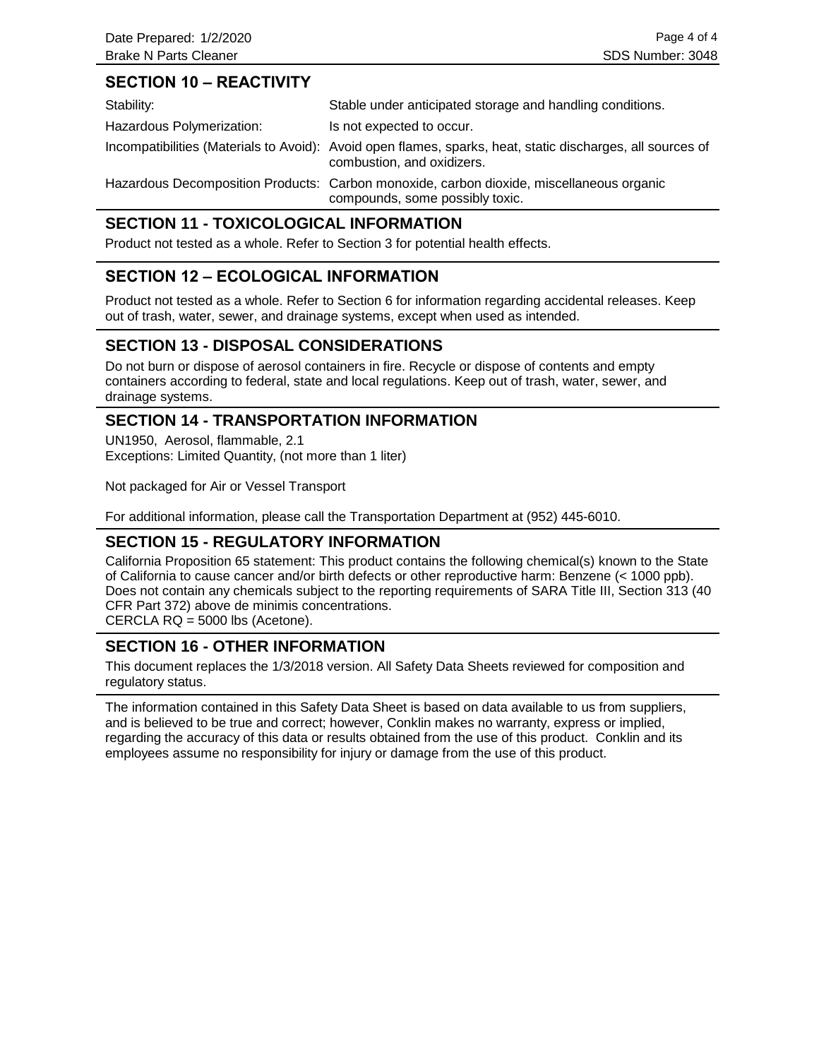## SECTION 10 – REACTIVITY

| | |
|---|---|
| Stability: | Stable under anticipated storage and handling conditions. |
| Hazardous Polymerization: | Is not expected to occur. |
| Incompatibilities (Materials to Avoid): | Avoid open flames, sparks, heat, static discharges, all sources of combustion, and oxidizers. |
| Hazardous Decomposition Products: | Carbon monoxide, carbon dioxide, miscellaneous organic compounds, some possibly toxic. |

## SECTION 11 - TOXICOLOGICAL INFORMATION

Product not tested as a whole. Refer to Section 3 for potential health effects.

## SECTION 12 – ECOLOGICAL INFORMATION

Product not tested as a whole. Refer to Section 6 for information regarding accidental releases. Keep out of trash, water, sewer, and drainage systems, except when used as intended.

## SECTION 13 - DISPOSAL CONSIDERATIONS

Do not burn or dispose of aerosol containers in fire. Recycle or dispose of contents and empty containers according to federal, state and local regulations. Keep out of trash, water, sewer, and drainage systems.

## SECTION 14 - TRANSPORTATION INFORMATION

UN1950, Aerosol, flammable, 2.1
Exceptions: Limited Quantity, (not more than 1 liter)

Not packaged for Air or Vessel Transport

For additional information, please call the Transportation Department at (952) 445-6010.

## SECTION 15 - REGULATORY INFORMATION

California Proposition 65 statement: This product contains the following chemical(s) known to the State of California to cause cancer and/or birth defects or other reproductive harm: Benzene (< 1000 ppb). Does not contain any chemicals subject to the reporting requirements of SARA Title III, Section 313 (40 CFR Part 372) above de minimis concentrations.
CERCLA RQ = 5000 lbs (Acetone).

## SECTION 16 - OTHER INFORMATION

This document replaces the 1/3/2018 version. All Safety Data Sheets reviewed for composition and regulatory status.

The information contained in this Safety Data Sheet is based on data available to us from suppliers, and is believed to be true and correct; however, Conklin makes no warranty, express or implied, regarding the accuracy of this data or results obtained from the use of this product. Conklin and its employees assume no responsibility for injury or damage from the use of this product.